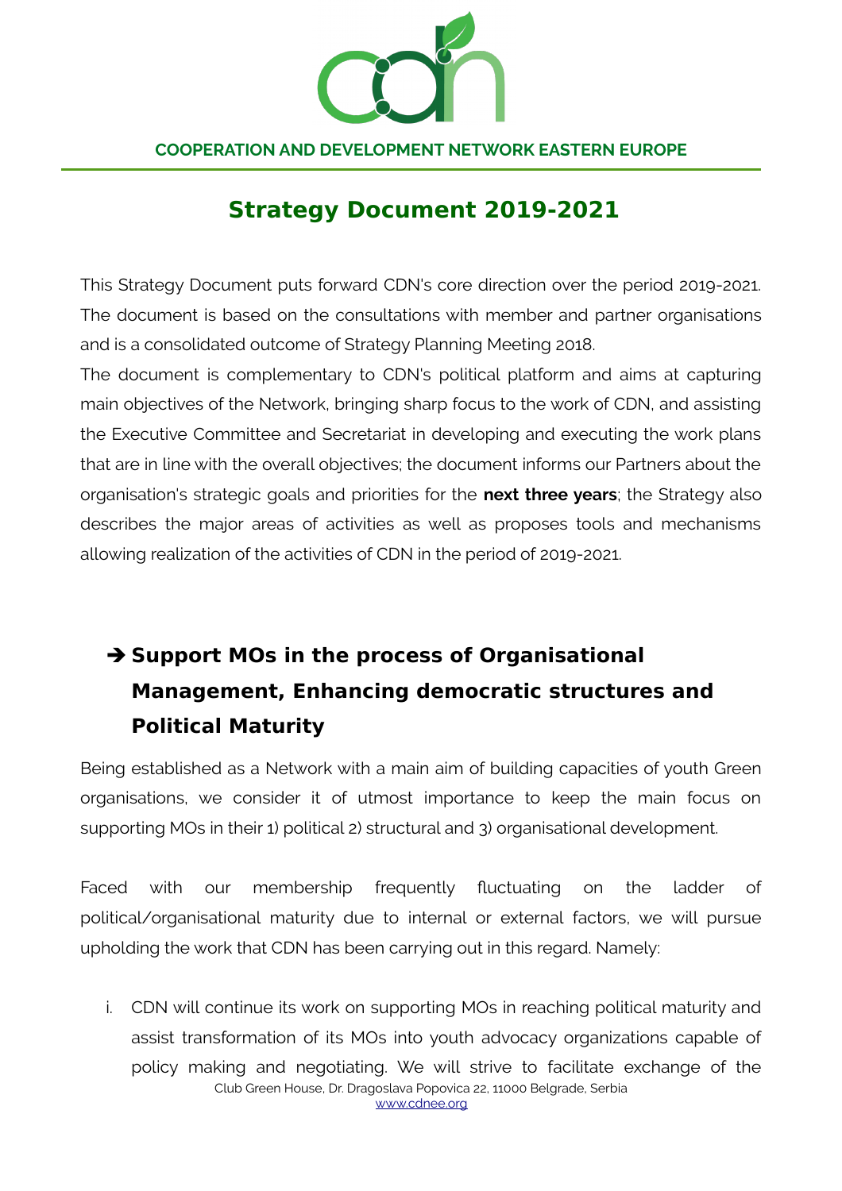COOPERATION AND DEVELOPMENT NETWORK EASTERN EUROPE

# Strategy Document 2019-2021

This Strategy Document puts forward CDN's core direction over the period 2019-2021. The document is based on the consultations with member and partner organisations and is a consolidated outcome of Strategy Planning Meeting 2018.

The document is complementary to CDN's political platform and aims at capturing main objectives of the Network, bringing sharp focus to the work of CDN, and assisting the Executive Committee and Secretariat in developing and executing the work plans that are in line with the overall objectives; the document informs our Partners about the organisation's strategic goals and priorities for the **next three years**; the Strategy also describes the major areas of activities as well as proposes tools and mechanisms allowing realization of the activities of CDN in the period of 2019-2021.

## ➔ Support MOs in the process of Organisational Management, Enhancing democratic structures and Political Maturity

Being established as a Network with a main aim of building capacities of youth Green organisations, we consider it of utmost importance to keep the main focus on supporting MOs in their 1) political 2) structural and 3) organisational development.

Faced with our membership frequently fluctuating on the ladder of political/organisational maturity due to internal or external factors, we will pursue upholding the work that CDN has been carrying out in this regard. Namely:

i. CDN will continue its work on supporting MOs in reaching political maturity and assist transformation of its MOs into youth advocacy organizations capable of policy making and negotiating. We will strive to facilitate exchange of the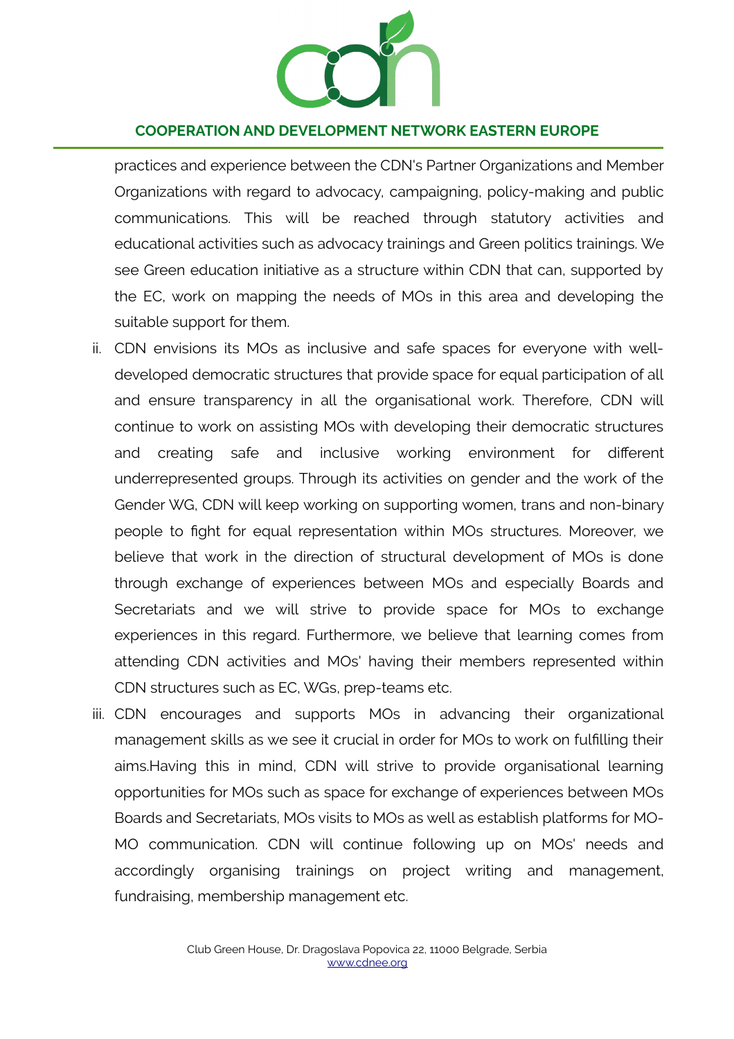practices and experience between the CDN's Partner Organizations and Member Organizations with regard to advocacy, campaigning, policy-making and public communications. This will be reached through statutory activities and educational activities such as advocacy trainings and Green politics trainings. We see Green education initiative as a structure within CDN that can, supported by the EC, work on mapping the needs of MOs in this area and developing the suitable support for them.

ii. CDN envisions its MOs as inclusive and safe spaces for everyone with well-developed democratic structures that provide space for equal participation of all and ensure transparency in all the organisational work. Therefore, CDN will continue to work on assisting MOs with developing their democratic structures and creating safe and inclusive working environment for different underrepresented groups. Through its activities on gender and the work of the Gender WG, CDN will keep working on supporting women, trans and non-binary people to fight for equal representation within MOs structures. Moreover, we believe that work in the direction of structural development of MOs is done through exchange of experiences between MOs and especially Boards and Secretariats and we will strive to provide space for MOs to exchange experiences in this regard. Furthermore, we believe that learning comes from attending CDN activities and MOs' having their members represented within CDN structures such as EC, WGs, prep-teams etc.

iii. CDN encourages and supports MOs in advancing their organizational management skills as we see it crucial in order for MOs to work on fulfilling their aims.Having this in mind, CDN will strive to provide organisational learning opportunities for MOs such as space for exchange of experiences between MOs Boards and Secretariats, MOs visits to MOs as well as establish platforms for MO-MO communication. CDN will continue following up on MOs' needs and accordingly organising trainings on project writing and management, fundraising, membership management etc.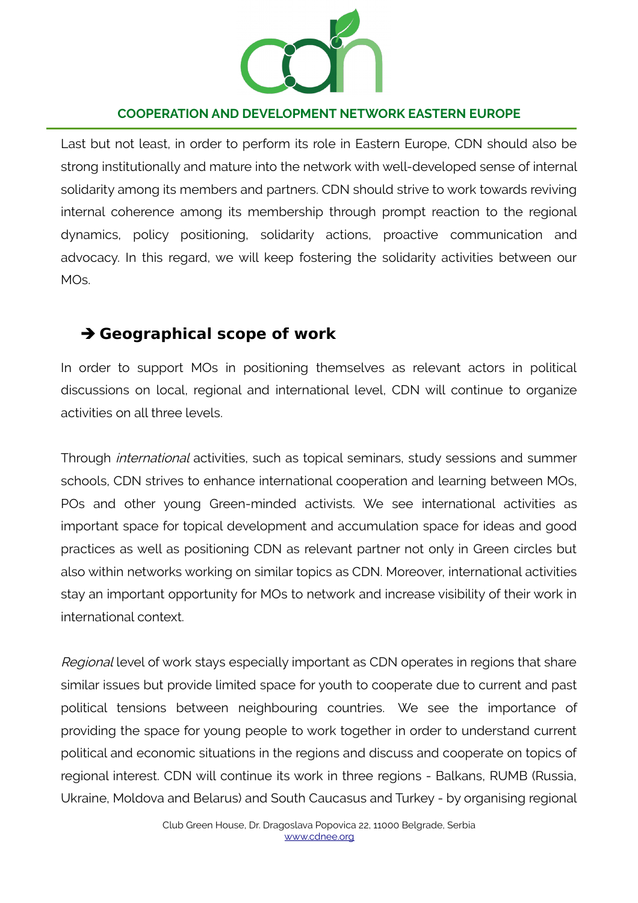Last but not least, in order to perform its role in Eastern Europe, CDN should also be strong institutionally and mature into the network with well-developed sense of internal solidarity among its members and partners. CDN should strive to work towards reviving internal coherence among its membership through prompt reaction to the regional dynamics, policy positioning, solidarity actions, proactive communication and advocacy. In this regard, we will keep fostering the solidarity activities between our MOs.

## ➔ Geographical scope of work

In order to support MOs in positioning themselves as relevant actors in political discussions on local, regional and international level, CDN will continue to organize activities on all three levels.

Through *international* activities, such as topical seminars, study sessions and summer schools, CDN strives to enhance international cooperation and learning between MOs, POs and other young Green-minded activists. We see international activities as important space for topical development and accumulation space for ideas and good practices as well as positioning CDN as relevant partner not only in Green circles but also within networks working on similar topics as CDN. Moreover, international activities stay an important opportunity for MOs to network and increase visibility of their work in international context.

*Regional* level of work stays especially important as CDN operates in regions that share similar issues but provide limited space for youth to cooperate due to current and past political tensions between neighbouring countries. We see the importance of providing the space for young people to work together in order to understand current political and economic situations in the regions and discuss and cooperate on topics of regional interest. CDN will continue its work in three regions - Balkans, RUMB (Russia, Ukraine, Moldova and Belarus) and South Caucasus and Turkey - by organising regional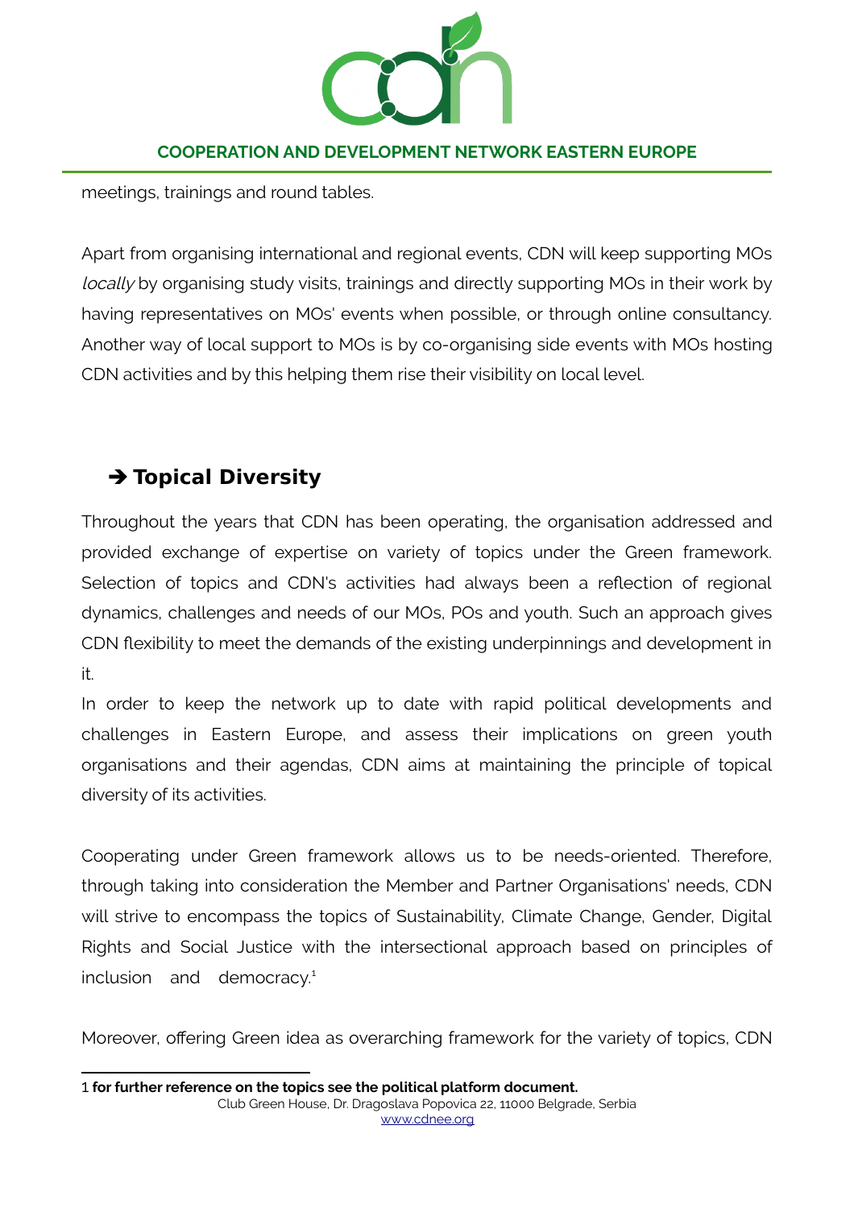meetings, trainings and round tables.

Apart from organising international and regional events, CDN will keep supporting MOs *locally* by organising study visits, trainings and directly supporting MOs in their work by having representatives on MOs' events when possible, or through online consultancy. Another way of local support to MOs is by co-organising side events with MOs hosting CDN activities and by this helping them rise their visibility on local level.

## ➔ Topical Diversity

Throughout the years that CDN has been operating, the organisation addressed and provided exchange of expertise on variety of topics under the Green framework. Selection of topics and CDN's activities had always been a reflection of regional dynamics, challenges and needs of our MOs, POs and youth. Such an approach gives CDN flexibility to meet the demands of the existing underpinnings and development in it.

In order to keep the network up to date with rapid political developments and challenges in Eastern Europe, and assess their implications on green youth organisations and their agendas, CDN aims at maintaining the principle of topical diversity of its activities.

Cooperating under Green framework allows us to be needs-oriented. Therefore, through taking into consideration the Member and Partner Organisations' needs, CDN will strive to encompass the topics of Sustainability, Climate Change, Gender, Digital Rights and Social Justice with the intersectional approach based on principles of inclusion and democracy.[1]

Moreover, offering Green idea as overarching framework for the variety of topics, CDN

---

1 **for further reference on the topics see the political platform document.**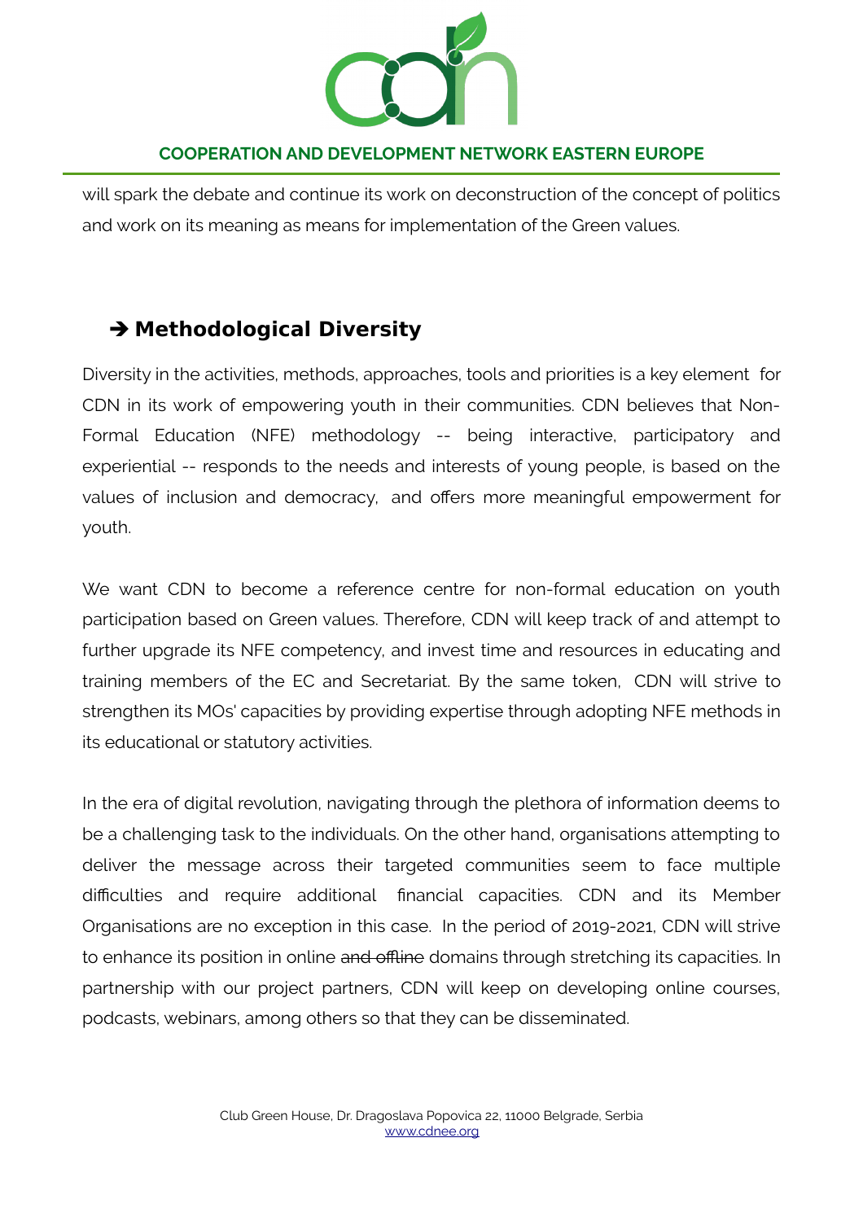will spark the debate and continue its work on deconstruction of the concept of politics and work on its meaning as means for implementation of the Green values.

## ➔ Methodological Diversity

Diversity in the activities, methods, approaches, tools and priorities is a key element for CDN in its work of empowering youth in their communities. CDN believes that Non-Formal Education (NFE) methodology -- being interactive, participatory and experiential -- responds to the needs and interests of young people, is based on the values of inclusion and democracy, and offers more meaningful empowerment for youth.

We want CDN to become a reference centre for non-formal education on youth participation based on Green values. Therefore, CDN will keep track of and attempt to further upgrade its NFE competency, and invest time and resources in educating and training members of the EC and Secretariat. By the same token, CDN will strive to strengthen its MOs' capacities by providing expertise through adopting NFE methods in its educational or statutory activities.

In the era of digital revolution, navigating through the plethora of information deems to be a challenging task to the individuals. On the other hand, organisations attempting to deliver the message across their targeted communities seem to face multiple difficulties and require additional financial capacities. CDN and its Member Organisations are no exception in this case. In the period of 2019-2021, CDN will strive to enhance its position in online ~~and offline~~ domains through stretching its capacities. In partnership with our project partners, CDN will keep on developing online courses, podcasts, webinars, among others so that they can be disseminated.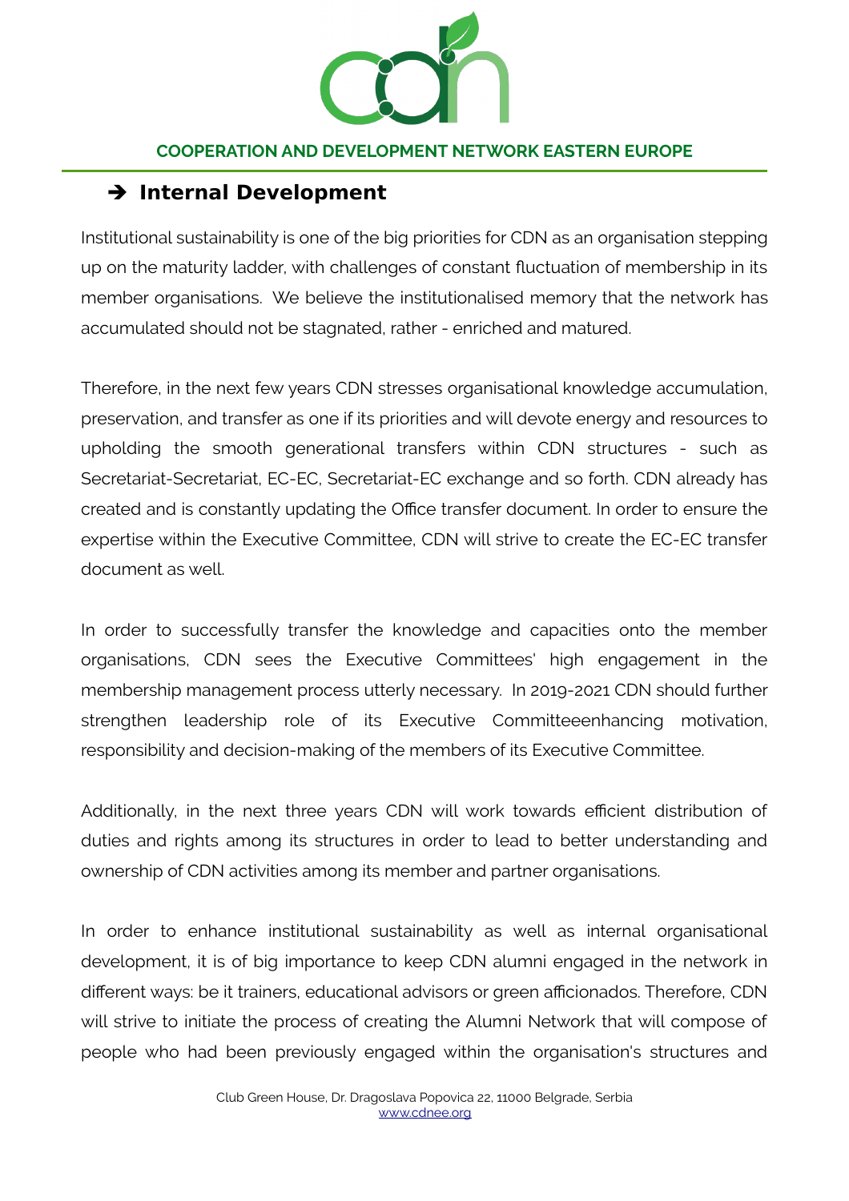## ➔ Internal Development

Institutional sustainability is one of the big priorities for CDN as an organisation stepping up on the maturity ladder, with challenges of constant fluctuation of membership in its member organisations. We believe the institutionalised memory that the network has accumulated should not be stagnated, rather - enriched and matured.

Therefore, in the next few years CDN stresses organisational knowledge accumulation, preservation, and transfer as one if its priorities and will devote energy and resources to upholding the smooth generational transfers within CDN structures - such as Secretariat-Secretariat, EC-EC, Secretariat-EC exchange and so forth. CDN already has created and is constantly updating the Office transfer document. In order to ensure the expertise within the Executive Committee, CDN will strive to create the EC-EC transfer document as well.

In order to successfully transfer the knowledge and capacities onto the member organisations, CDN sees the Executive Committees' high engagement in the membership management process utterly necessary. In 2019-2021 CDN should further strengthen leadership role of its Executive Committeeenhancing motivation, responsibility and decision-making of the members of its Executive Committee.

Additionally, in the next three years CDN will work towards efficient distribution of duties and rights among its structures in order to lead to better understanding and ownership of CDN activities among its member and partner organisations.

In order to enhance institutional sustainability as well as internal organisational development, it is of big importance to keep CDN alumni engaged in the network in different ways: be it trainers, educational advisors or green afficionados. Therefore, CDN will strive to initiate the process of creating the Alumni Network that will compose of people who had been previously engaged within the organisation's structures and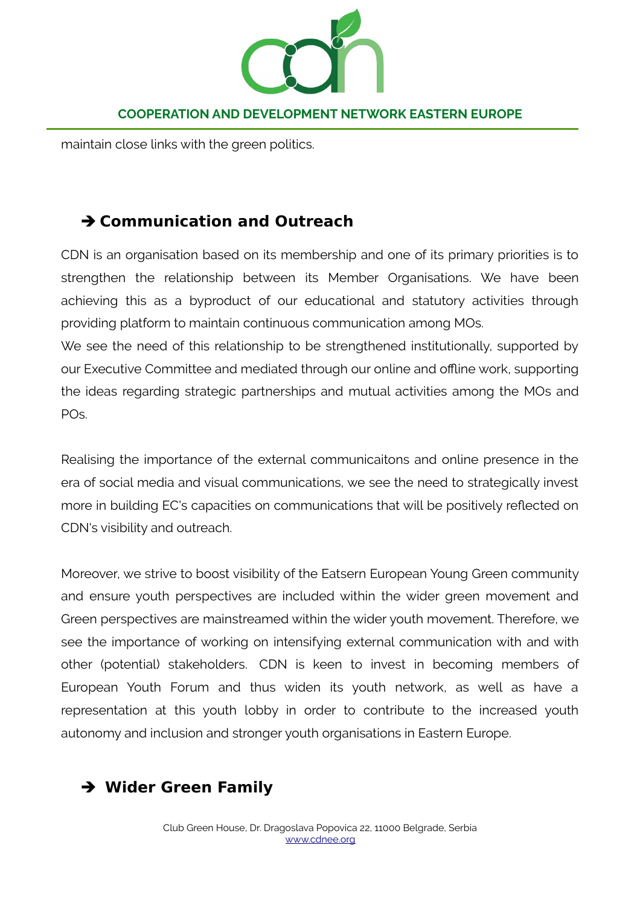maintain close links with the green politics.

## ➔ Communication and Outreach

CDN is an organisation based on its membership and one of its primary priorities is to strengthen the relationship between its Member Organisations. We have been achieving this as a byproduct of our educational and statutory activities through providing platform to maintain continuous communication among MOs.

We see the need of this relationship to be strengthened institutionally, supported by our Executive Committee and mediated through our online and offline work, supporting the ideas regarding strategic partnerships and mutual activities among the MOs and POs.

Realising the importance of the external communicaitons and online presence in the era of social media and visual communications, we see the need to strategically invest more in building EC's capacities on communications that will be positively reflected on CDN's visibility and outreach.

Moreover, we strive to boost visibility of the Eatsern European Young Green community and ensure youth perspectives are included within the wider green movement and Green perspectives are mainstreamed within the wider youth movement. Therefore, we see the importance of working on intensifying external communication with and with other (potential) stakeholders. CDN is keen to invest in becoming members of European Youth Forum and thus widen its youth network, as well as have a representation at this youth lobby in order to contribute to the increased youth autonomy and inclusion and stronger youth organisations in Eastern Europe.

## ➔ Wider Green Family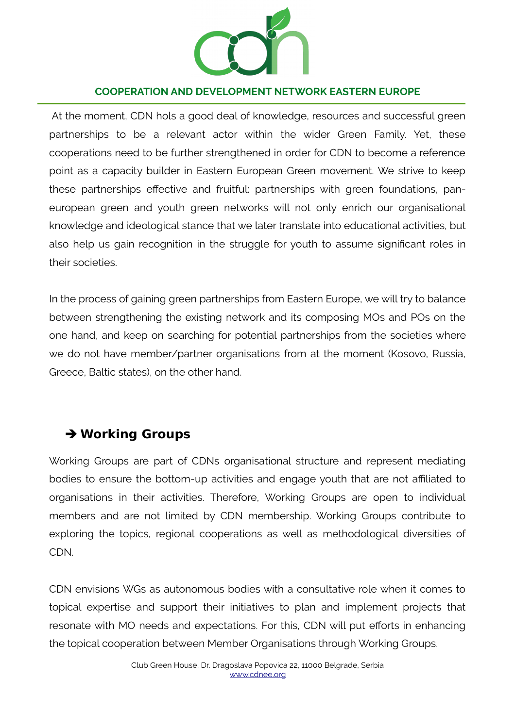At the moment, CDN hols a good deal of knowledge, resources and successful green partnerships to be a relevant actor within the wider Green Family. Yet, these cooperations need to be further strengthened in order for CDN to become a reference point as a capacity builder in Eastern European Green movement. We strive to keep these partnerships effective and fruitful: partnerships with green foundations, pan-european green and youth green networks will not only enrich our organisational knowledge and ideological stance that we later translate into educational activities, but also help us gain recognition in the struggle for youth to assume significant roles in their societies.

In the process of gaining green partnerships from Eastern Europe, we will try to balance between strengthening the existing network and its composing MOs and POs on the one hand, and keep on searching for potential partnerships from the societies where we do not have member/partner organisations from at the moment (Kosovo, Russia, Greece, Baltic states), on the other hand.

## ➔ Working Groups

Working Groups are part of CDNs organisational structure and represent mediating bodies to ensure the bottom-up activities and engage youth that are not affiliated to organisations in their activities. Therefore, Working Groups are open to individual members and are not limited by CDN membership. Working Groups contribute to exploring the topics, regional cooperations as well as methodological diversities of CDN.

CDN envisions WGs as autonomous bodies with a consultative role when it comes to topical expertise and support their initiatives to plan and implement projects that resonate with MO needs and expectations. For this, CDN will put efforts in enhancing the topical cooperation between Member Organisations through Working Groups.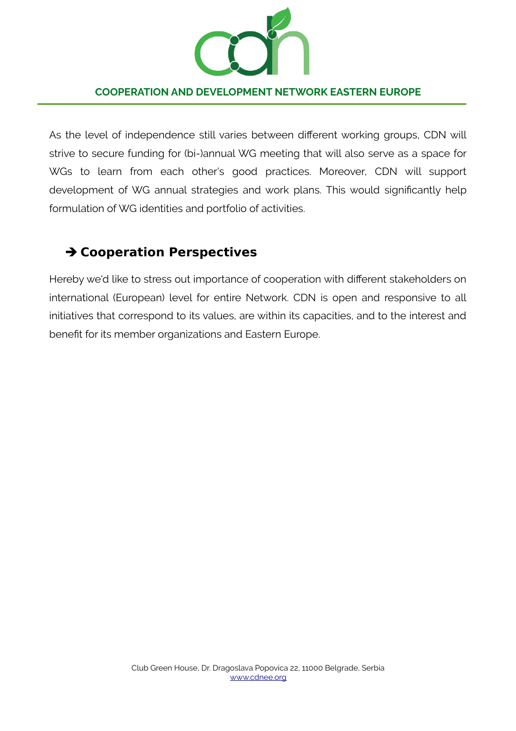As the level of independence still varies between different working groups, CDN will strive to secure funding for (bi-)annual WG meeting that will also serve as a space for WGs to learn from each other's good practices. Moreover, CDN will support development of WG annual strategies and work plans. This would significantly help formulation of WG identities and portfolio of activities.

## ➔ Cooperation Perspectives

Hereby we'd like to stress out importance of cooperation with different stakeholders on international (European) level for entire Network. CDN is open and responsive to all initiatives that correspond to its values, are within its capacities, and to the interest and benefit for its member organizations and Eastern Europe.